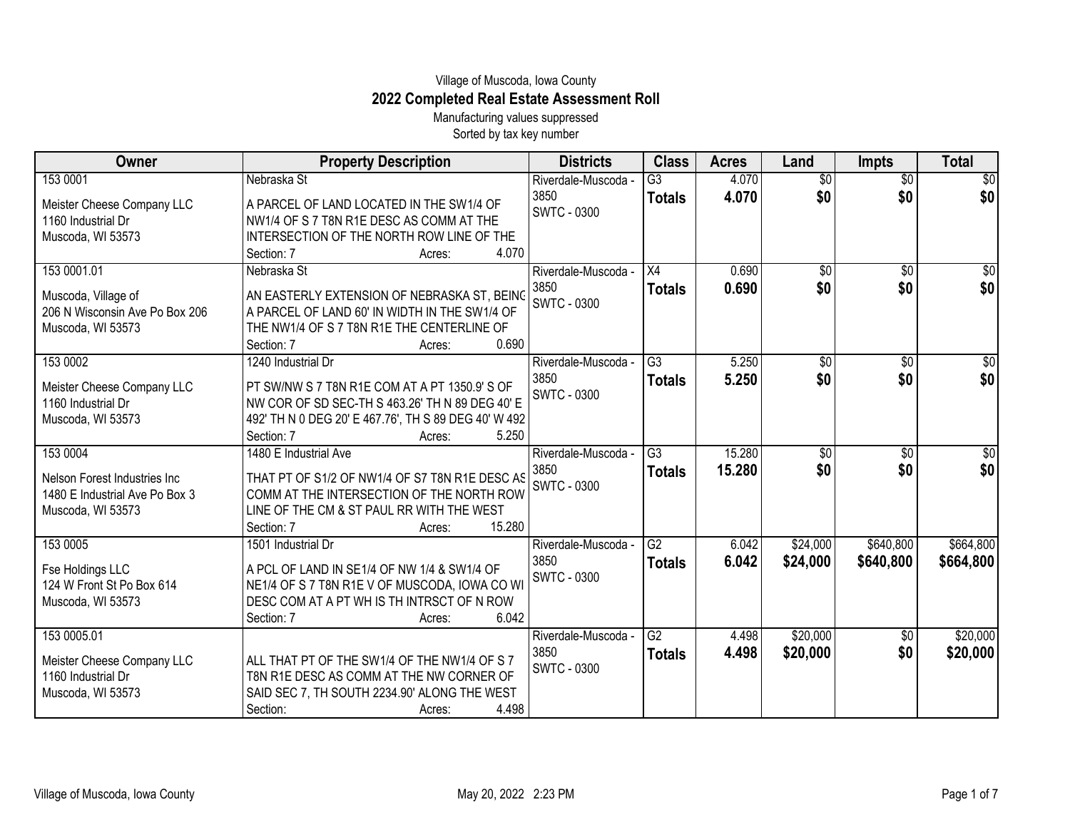Village of Muscoda, Iowa County

# 2022 Completed Real Estate Assessment Roll

Manufacturing values suppressed

Sorted by tax key number

| Owner | Property Description | Districts | Class | Acres | Land | Impts | Total |
|---|---|---|---|---|---|---|---|
| 153 0001<br>Meister Cheese Company LLC<br>1160 Industrial Dr<br>Muscoda, WI 53573 | Nebraska St<br>A PARCEL OF LAND LOCATED IN THE SW1/4 OF NW1/4 OF S 7 T8N R1E DESC AS COMM AT THE INTERSECTION OF THE NORTH ROW LINE OF THE<br>Section: 7 Acres: 4.070 | Riverdale-Muscoda - 3850<br>SWTC - 0300 | G3<br>**Totals** | 4.070<br>**4.070** | $0<br>**$0** | $0<br>**$0** | $0<br>**$0** |
| 153 0001.01<br>Muscoda, Village of<br>206 N Wisconsin Ave Po Box 206<br>Muscoda, WI 53573 | Nebraska St<br>AN EASTERLY EXTENSION OF NEBRASKA ST, BEING A PARCEL OF LAND 60' IN WIDTH IN THE SW1/4 OF THE NW1/4 OF S 7 T8N R1E THE CENTERLINE OF<br>Section: 7 Acres: 0.690 | Riverdale-Muscoda - 3850<br>SWTC - 0300 | X4<br>**Totals** | 0.690<br>**0.690** | $0<br>**$0** | $0<br>**$0** | $0<br>**$0** |
| 153 0002<br>Meister Cheese Company LLC<br>1160 Industrial Dr<br>Muscoda, WI 53573 | 1240 Industrial Dr<br>PT SW/NW S 7 T8N R1E COM AT A PT 1350.9' S OF NW COR OF SD SEC-TH S 463.26' TH N 89 DEG 40' E 492' TH N 0 DEG 20' E 467.76', TH S 89 DEG 40' W 492<br>Section: 7 Acres: 5.250 | Riverdale-Muscoda - 3850<br>SWTC - 0300 | G3<br>**Totals** | 5.250<br>**5.250** | $0<br>**$0** | $0<br>**$0** | $0<br>**$0** |
| 153 0004<br>Nelson Forest Industries Inc<br>1480 E Industrial Ave Po Box 3<br>Muscoda, WI 53573 | 1480 E Industrial Ave<br>THAT PT OF S1/2 OF NW1/4 OF S7 T8N R1E DESC AS COMM AT THE INTERSECTION OF THE NORTH ROW LINE OF THE CM & ST PAUL RR WITH THE WEST<br>Section: 7 Acres: 15.280 | Riverdale-Muscoda - 3850<br>SWTC - 0300 | G3<br>**Totals** | 15.280<br>**15.280** | $0<br>**$0** | $0<br>**$0** | $0<br>**$0** |
| 153 0005<br>Fse Holdings LLC<br>124 W Front St Po Box 614<br>Muscoda, WI 53573 | 1501 Industrial Dr<br>A PCL OF LAND IN SE1/4 OF NW 1/4 & SW1/4 OF NE1/4 OF S 7 T8N R1E V OF MUSCODA, IOWA CO WI DESC COM AT A PT WH IS TH INTRSCT OF N ROW<br>Section: 7 Acres: 6.042 | Riverdale-Muscoda - 3850<br>SWTC - 0300 | G2<br>**Totals** | 6.042<br>**6.042** | $24,000<br>**$24,000** | $640,800<br>**$640,800** | $664,800<br>**$664,800** |
| 153 0005.01<br>Meister Cheese Company LLC<br>1160 Industrial Dr<br>Muscoda, WI 53573 | ALL THAT PT OF THE SW1/4 OF THE NW1/4 OF S 7 T8N R1E DESC AS COMM AT THE NW CORNER OF SAID SEC 7, TH SOUTH 2234.90' ALONG THE WEST<br>Section: Acres: 4.498 | Riverdale-Muscoda - 3850<br>SWTC - 0300 | G2<br>**Totals** | 4.498<br>**4.498** | $20,000<br>**$20,000** | $0<br>**$0** | $20,000<br>**$20,000** |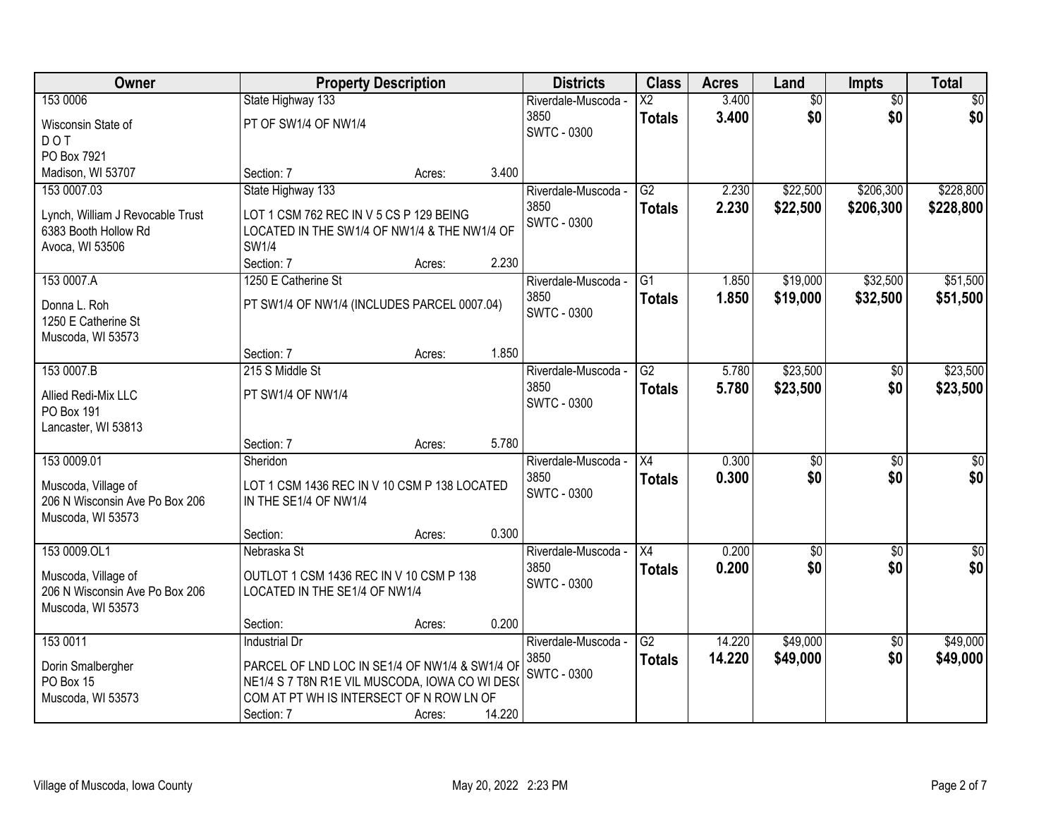| Owner | Property Description | Districts | Class | Acres | Land | Impts | Total |
|---|---|---|---|---|---|---|---|
| 153 0006<br>Wisconsin State of<br>D O T<br>PO Box 7921<br>Madison, WI 53707 | State Highway 133<br>PT OF SW1/4 OF NW1/4<br>Section: 7 Acres: 3.400 | Riverdale-Muscoda - 3850<br>SWTC - 0300 | X2<br>**Totals** | 3.400<br>**3.400** | $0<br>**$0** | $0<br>**$0** | $0<br>**$0** |
| 153 0007.03<br>Lynch, William J Revocable Trust<br>6383 Booth Hollow Rd<br>Avoca, WI 53506 | State Highway 133<br>LOT 1 CSM 762 REC IN V 5 CS P 129 BEING LOCATED IN THE SW1/4 OF NW1/4 & THE NW1/4 OF SW1/4<br>Section: 7 Acres: 2.230 | Riverdale-Muscoda - 3850<br>SWTC - 0300 | G2<br>**Totals** | 2.230<br>**2.230** | $22,500<br>**$22,500** | $206,300<br>**$206,300** | $228,800<br>**$228,800** |
| 153 0007.A<br>Donna L. Roh<br>1250 E Catherine St<br>Muscoda, WI 53573 | 1250 E Catherine St<br>PT SW1/4 OF NW1/4 (INCLUDES PARCEL 0007.04)<br>Section: 7 Acres: 1.850 | Riverdale-Muscoda - 3850<br>SWTC - 0300 | G1<br>**Totals** | 1.850<br>**1.850** | $19,000<br>**$19,000** | $32,500<br>**$32,500** | $51,500<br>**$51,500** |
| 153 0007.B<br>Allied Redi-Mix LLC<br>PO Box 191<br>Lancaster, WI 53813 | 215 S Middle St<br>PT SW1/4 OF NW1/4<br>Section: 7 Acres: 5.780 | Riverdale-Muscoda - 3850<br>SWTC - 0300 | G2<br>**Totals** | 5.780<br>**5.780** | $23,500<br>**$23,500** | $0<br>**$0** | $23,500<br>**$23,500** |
| 153 0009.01<br>Muscoda, Village of<br>206 N Wisconsin Ave Po Box 206<br>Muscoda, WI 53573 | Sheridon<br>LOT 1 CSM 1436 REC IN V 10 CSM P 138 LOCATED IN THE SE1/4 OF NW1/4<br>Section: Acres: 0.300 | Riverdale-Muscoda - 3850<br>SWTC - 0300 | X4<br>**Totals** | 0.300<br>**0.300** | $0<br>**$0** | $0<br>**$0** | $0<br>**$0** |
| 153 0009.OL1<br>Muscoda, Village of<br>206 N Wisconsin Ave Po Box 206<br>Muscoda, WI 53573 | Nebraska St<br>OUTLOT 1 CSM 1436 REC IN V 10 CSM P 138 LOCATED IN THE SE1/4 OF NW1/4<br>Section: Acres: 0.200 | Riverdale-Muscoda - 3850<br>SWTC - 0300 | X4<br>**Totals** | 0.200<br>**0.200** | $0<br>**$0** | $0<br>**$0** | $0<br>**$0** |
| 153 0011<br>Dorin Smalbergher<br>PO Box 15<br>Muscoda, WI 53573 | Industrial Dr<br>PARCEL OF LND LOC IN SE1/4 OF NW1/4 & SW1/4 OF NE1/4 S 7 T8N R1E VIL MUSCODA, IOWA CO WI DESC COM AT PT WH IS INTERSECT OF N ROW LN OF<br>Section: 7 Acres: 14.220 | Riverdale-Muscoda - 3850<br>SWTC - 0300 | G2<br>**Totals** | 14.220<br>**14.220** | $49,000<br>**$49,000** | $0<br>**$0** | $49,000<br>**$49,000** |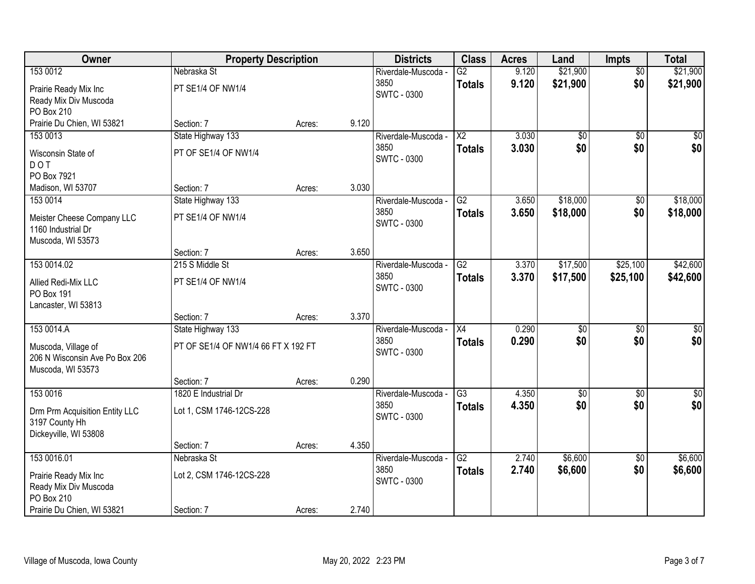| Owner | Property Description | | | Districts | Class | Acres | Land | Impts | Total |
|---|---|---|---|---|---|---|---|---|---|
| 153 0012<br>Prairie Ready Mix Inc<br>Ready Mix Div Muscoda<br>PO Box 210<br>Prairie Du Chien, WI 53821 | Nebraska St<br>PT SE1/4 OF NW1/4<br>Section: 7 | Acres: | 9.120 | Riverdale-Muscoda - 3850<br>SWTC - 0300 | G2<br>**Totals** | 9.120<br>**9.120** | $21,900<br>**$21,900** | $0<br>**$0** | $21,900<br>**$21,900** |
| 153 0013<br>Wisconsin State of<br>D O T<br>PO Box 7921<br>Madison, WI 53707 | State Highway 133<br>PT OF SE1/4 OF NW1/4<br>Section: 7 | Acres: | 3.030 | Riverdale-Muscoda - 3850<br>SWTC - 0300 | X2<br>**Totals** | 3.030<br>**3.030** | $0<br>**$0** | $0<br>**$0** | $0<br>**$0** |
| 153 0014<br>Meister Cheese Company LLC<br>1160 Industrial Dr<br>Muscoda, WI 53573 | State Highway 133<br>PT SE1/4 OF NW1/4<br>Section: 7 | Acres: | 3.650 | Riverdale-Muscoda - 3850<br>SWTC - 0300 | G2<br>**Totals** | 3.650<br>**3.650** | $18,000<br>**$18,000** | $0<br>**$0** | $18,000<br>**$18,000** |
| 153 0014.02<br>Allied Redi-Mix LLC<br>PO Box 191<br>Lancaster, WI 53813 | 215 S Middle St<br>PT SE1/4 OF NW1/4<br>Section: 7 | Acres: | 3.370 | Riverdale-Muscoda - 3850<br>SWTC - 0300 | G2<br>**Totals** | 3.370<br>**3.370** | $17,500<br>**$17,500** | $25,100<br>**$25,100** | $42,600<br>**$42,600** |
| 153 0014.A<br>Muscoda, Village of<br>206 N Wisconsin Ave Po Box 206<br>Muscoda, WI 53573 | State Highway 133<br>PT OF SE1/4 OF NW1/4 66 FT X 192 FT<br>Section: 7 | Acres: | 0.290 | Riverdale-Muscoda - 3850<br>SWTC - 0300 | X4<br>**Totals** | 0.290<br>**0.290** | $0<br>**$0** | $0<br>**$0** | $0<br>**$0** |
| 153 0016<br>Drm Prm Acquisition Entity LLC<br>3197 County Hh<br>Dickeyville, WI 53808 | 1820 E Industrial Dr<br>Lot 1, CSM 1746-12CS-228<br>Section: 7 | Acres: | 4.350 | Riverdale-Muscoda - 3850<br>SWTC - 0300 | G3<br>**Totals** | 4.350<br>**4.350** | $0<br>**$0** | $0<br>**$0** | $0<br>**$0** |
| 153 0016.01<br>Prairie Ready Mix Inc<br>Ready Mix Div Muscoda<br>PO Box 210<br>Prairie Du Chien, WI 53821 | Nebraska St<br>Lot 2, CSM 1746-12CS-228<br>Section: 7 | Acres: | 2.740 | Riverdale-Muscoda - 3850<br>SWTC - 0300 | G2<br>**Totals** | 2.740<br>**2.740** | $6,600<br>**$6,600** | $0<br>**$0** | $6,600<br>**$6,600** |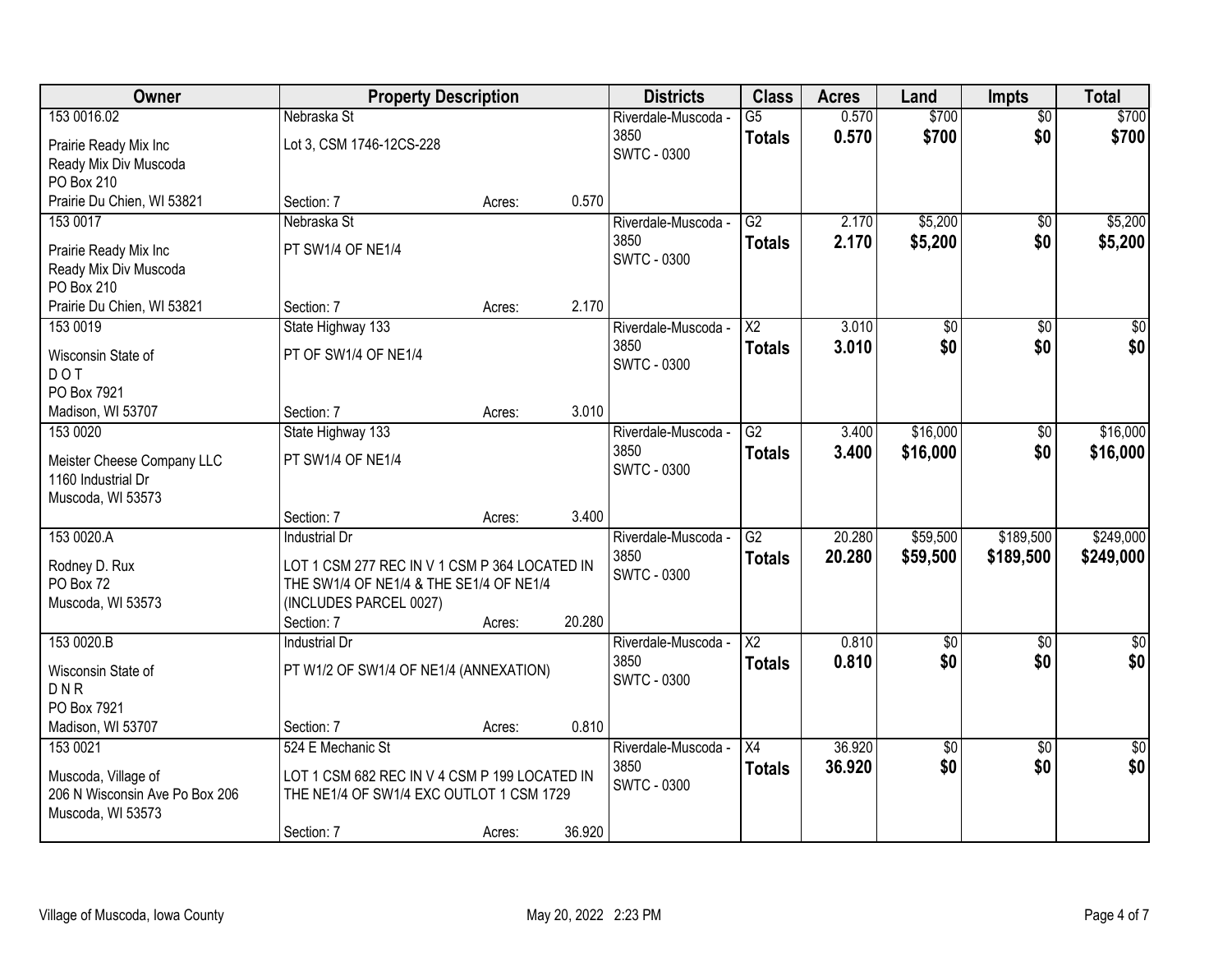| Owner | Property Description | Districts | Class | Acres | Land | Impts | Total |
|---|---|---|---|---|---|---|---|
| 153 0016.02<br>Prairie Ready Mix Inc<br>Ready Mix Div Muscoda<br>PO Box 210<br>Prairie Du Chien, WI 53821 | Nebraska St<br>Lot 3, CSM 1746-12CS-228<br>Section: 7 Acres: 0.570 | Riverdale-Muscoda - 3850<br>SWTC - 0300 | G5<br>**Totals** | 0.570<br>**0.570** | \$700<br>**\$700** | \$0<br>**\$0** | \$700<br>**\$700** |
| 153 0017<br>Prairie Ready Mix Inc<br>Ready Mix Div Muscoda<br>PO Box 210<br>Prairie Du Chien, WI 53821 | Nebraska St<br>PT SW1/4 OF NE1/4<br>Section: 7 Acres: 2.170 | Riverdale-Muscoda - 3850<br>SWTC - 0300 | G2<br>**Totals** | 2.170<br>**2.170** | \$5,200<br>**\$5,200** | \$0<br>**\$0** | \$5,200<br>**\$5,200** |
| 153 0019<br>Wisconsin State of<br>D O T<br>PO Box 7921<br>Madison, WI 53707 | State Highway 133<br>PT OF SW1/4 OF NE1/4<br>Section: 7 Acres: 3.010 | Riverdale-Muscoda - 3850<br>SWTC - 0300 | X2<br>**Totals** | 3.010<br>**3.010** | \$0<br>**\$0** | \$0<br>**\$0** | \$0<br>**\$0** |
| 153 0020<br>Meister Cheese Company LLC<br>1160 Industrial Dr<br>Muscoda, WI 53573 | State Highway 133<br>PT SW1/4 OF NE1/4<br>Section: 7 Acres: 3.400 | Riverdale-Muscoda - 3850<br>SWTC - 0300 | G2<br>**Totals** | 3.400<br>**3.400** | \$16,000<br>**\$16,000** | \$0<br>**\$0** | \$16,000<br>**\$16,000** |
| 153 0020.A<br>Rodney D. Rux<br>PO Box 72<br>Muscoda, WI 53573 | Industrial Dr<br>LOT 1 CSM 277 REC IN V 1 CSM P 364 LOCATED IN THE SW1/4 OF NE1/4 & THE SE1/4 OF NE1/4 (INCLUDES PARCEL 0027)<br>Section: 7 Acres: 20.280 | Riverdale-Muscoda - 3850<br>SWTC - 0300 | G2<br>**Totals** | 20.280<br>**20.280** | \$59,500<br>**\$59,500** | \$189,500<br>**\$189,500** | \$249,000<br>**\$249,000** |
| 153 0020.B<br>Wisconsin State of<br>D N R<br>PO Box 7921<br>Madison, WI 53707 | Industrial Dr<br>PT W1/2 OF SW1/4 OF NE1/4 (ANNEXATION)<br>Section: 7 Acres: 0.810 | Riverdale-Muscoda - 3850<br>SWTC - 0300 | X2<br>**Totals** | 0.810<br>**0.810** | \$0<br>**\$0** | \$0<br>**\$0** | \$0<br>**\$0** |
| 153 0021<br>Muscoda, Village of<br>206 N Wisconsin Ave Po Box 206<br>Muscoda, WI 53573 | 524 E Mechanic St<br>LOT 1 CSM 682 REC IN V 4 CSM P 199 LOCATED IN THE NE1/4 OF SW1/4 EXC OUTLOT 1 CSM 1729<br>Section: 7 Acres: 36.920 | Riverdale-Muscoda - 3850<br>SWTC - 0300 | X4<br>**Totals** | 36.920<br>**36.920** | \$0<br>**\$0** | \$0<br>**\$0** | \$0<br>**\$0** |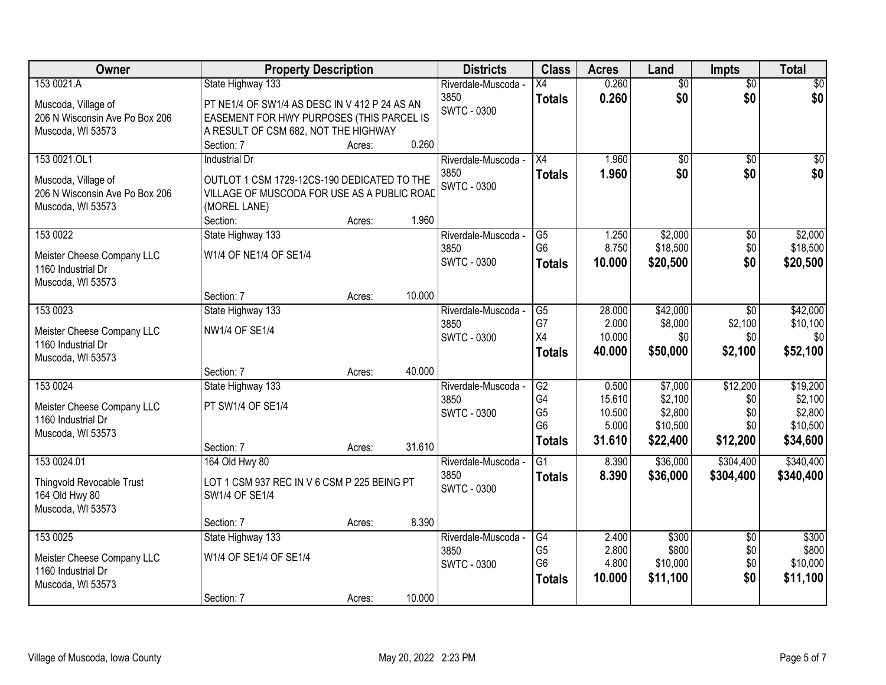| Owner | Property Description | Districts | Class | Acres | Land | Impts | Total |
|---|---|---|---|---|---|---|---|
| 153 0021.A<br><br>Muscoda, Village of<br>206 N Wisconsin Ave Po Box 206<br>Muscoda, WI 53573 | State Highway 133<br><br>PT NE1/4 OF SW1/4 AS DESC IN V 412 P 24 AS AN EASEMENT FOR HWY PURPOSES (THIS PARCEL IS A RESULT OF CSM 682, NOT THE HIGHWAY<br>Section: 7 Acres: 0.260 | Riverdale-Muscoda - 3850<br>SWTC - 0300 | X4<br>**Totals** | 0.260<br>**0.260** | $0<br>**$0** | $0<br>**$0** | $0<br>**$0** |
| 153 0021.OL1<br><br>Muscoda, Village of<br>206 N Wisconsin Ave Po Box 206<br>Muscoda, WI 53573 | Industrial Dr<br><br>OUTLOT 1 CSM 1729-12CS-190 DEDICATED TO THE VILLAGE OF MUSCODA FOR USE AS A PUBLIC ROAD (MOREL LANE)<br>Section: Acres: 1.960 | Riverdale-Muscoda - 3850<br>SWTC - 0300 | X4<br>**Totals** | 1.960<br>**1.960** | $0<br>**$0** | $0<br>**$0** | $0<br>**$0** |
| 153 0022<br><br>Meister Cheese Company LLC<br>1160 Industrial Dr<br>Muscoda, WI 53573 | State Highway 133<br><br>W1/4 OF NE1/4 OF SE1/4<br><br>Section: 7 Acres: 10.000 | Riverdale-Muscoda - 3850<br>SWTC - 0300 | G5<br>G6<br>**Totals** | 1.250<br>8.750<br>**10.000** | $2,000<br>$18,500<br>**$20,500** | $0<br>$0<br>**$0** | $2,000<br>$18,500<br>**$20,500** |
| 153 0023<br><br>Meister Cheese Company LLC<br>1160 Industrial Dr<br>Muscoda, WI 53573 | State Highway 133<br><br>NW1/4 OF SE1/4<br><br>Section: 7 Acres: 40.000 | Riverdale-Muscoda - 3850<br>SWTC - 0300 | G5<br>G7<br>X4<br>**Totals** | 28.000<br>2.000<br>10.000<br>**40.000** | $42,000<br>$8,000<br>$0<br>**$50,000** | $0<br>$2,100<br>$0<br>**$2,100** | $42,000<br>$10,100<br>$0<br>**$52,100** |
| 153 0024<br><br>Meister Cheese Company LLC<br>1160 Industrial Dr<br>Muscoda, WI 53573 | State Highway 133<br><br>PT SW1/4 OF SE1/4<br><br>Section: 7 Acres: 31.610 | Riverdale-Muscoda - 3850<br>SWTC - 0300 | G2<br>G4<br>G5<br>G6<br>**Totals** | 0.500<br>15.610<br>10.500<br>5.000<br>**31.610** | $7,000<br>$2,100<br>$2,800<br>$10,500<br>**$22,400** | $12,200<br>$0<br>$0<br>$0<br>**$12,200** | $19,200<br>$2,100<br>$2,800<br>$10,500<br>**$34,600** |
| 153 0024.01<br><br>Thingvold Revocable Trust<br>164 Old Hwy 80<br>Muscoda, WI 53573 | 164 Old Hwy 80<br><br>LOT 1 CSM 937 REC IN V 6 CSM P 225 BEING PT SW1/4 OF SE1/4<br><br>Section: 7 Acres: 8.390 | Riverdale-Muscoda - 3850<br>SWTC - 0300 | G1<br>**Totals** | 8.390<br>**8.390** | $36,000<br>**$36,000** | $304,400<br>**$304,400** | $340,400<br>**$340,400** |
| 153 0025<br><br>Meister Cheese Company LLC<br>1160 Industrial Dr<br>Muscoda, WI 53573 | State Highway 133<br><br>W1/4 OF SE1/4 OF SE1/4<br><br>Section: 7 Acres: 10.000 | Riverdale-Muscoda - 3850<br>SWTC - 0300 | G4<br>G5<br>G6<br>**Totals** | 2.400<br>2.800<br>4.800<br>**10.000** | $300<br>$800<br>$10,000<br>**$11,100** | $0<br>$0<br>$0<br>**$0** | $300<br>$800<br>$10,000<br>**$11,100** |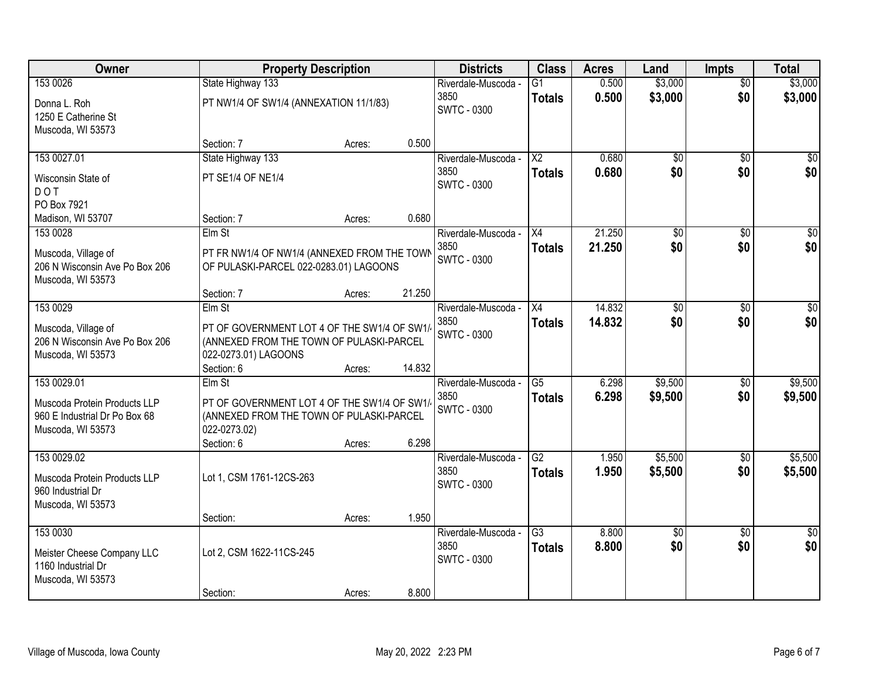| Owner | Property Description | Districts | Class | Acres | Land | Impts | Total |
|---|---|---|---|---|---|---|---|
| 153 0026<br>Donna L. Roh<br>1250 E Catherine St<br>Muscoda, WI 53573 | State Highway 133<br>PT NW1/4 OF SW1/4 (ANNEXATION 11/1/83)<br>Section: 7 Acres: 0.500 | Riverdale-Muscoda - 3850<br>SWTC - 0300 | G1<br>**Totals** | 0.500<br>**0.500** | $3,000<br>**$3,000** | $0<br>**$0** | $3,000<br>**$3,000** |
| 153 0027.01<br>Wisconsin State of<br>D O T<br>PO Box 7921<br>Madison, WI 53707 | State Highway 133<br>PT SE1/4 OF NE1/4<br>Section: 7 Acres: 0.680 | Riverdale-Muscoda - 3850<br>SWTC - 0300 | X2<br>**Totals** | 0.680<br>**0.680** | $0<br>**$0** | $0<br>**$0** | $0<br>**$0** |
| 153 0028<br>Muscoda, Village of<br>206 N Wisconsin Ave Po Box 206<br>Muscoda, WI 53573 | Elm St<br>PT FR NW1/4 OF NW1/4 (ANNEXED FROM THE TOWN OF PULASKI-PARCEL 022-0283.01) LAGOONS<br>Section: 7 Acres: 21.250 | Riverdale-Muscoda - 3850<br>SWTC - 0300 | X4<br>**Totals** | 21.250<br>**21.250** | $0<br>**$0** | $0<br>**$0** | $0<br>**$0** |
| 153 0029<br>Muscoda, Village of<br>206 N Wisconsin Ave Po Box 206<br>Muscoda, WI 53573 | Elm St<br>PT OF GOVERNMENT LOT 4 OF THE SW1/4 OF SW1/4 (ANNEXED FROM THE TOWN OF PULASKI-PARCEL 022-0273.01) LAGOONS<br>Section: 6 Acres: 14.832 | Riverdale-Muscoda - 3850<br>SWTC - 0300 | X4<br>**Totals** | 14.832<br>**14.832** | $0<br>**$0** | $0<br>**$0** | $0<br>**$0** |
| 153 0029.01<br>Muscoda Protein Products LLP<br>960 E Industrial Dr Po Box 68<br>Muscoda, WI 53573 | Elm St<br>PT OF GOVERNMENT LOT 4 OF THE SW1/4 OF SW1/4 (ANNEXED FROM THE TOWN OF PULASKI-PARCEL 022-0273.02)<br>Section: 6 Acres: 6.298 | Riverdale-Muscoda - 3850<br>SWTC - 0300 | G5<br>**Totals** | 6.298<br>**6.298** | $9,500<br>**$9,500** | $0<br>**$0** | $9,500<br>**$9,500** |
| 153 0029.02<br>Muscoda Protein Products LLP<br>960 Industrial Dr<br>Muscoda, WI 53573 | Lot 1, CSM 1761-12CS-263<br>Section: Acres: 1.950 | Riverdale-Muscoda - 3850<br>SWTC - 0300 | G2<br>**Totals** | 1.950<br>**1.950** | $5,500<br>**$5,500** | $0<br>**$0** | $5,500<br>**$5,500** |
| 153 0030<br>Meister Cheese Company LLC<br>1160 Industrial Dr<br>Muscoda, WI 53573 | Lot 2, CSM 1622-11CS-245<br>Section: Acres: 8.800 | Riverdale-Muscoda - 3850<br>SWTC - 0300 | G3<br>**Totals** | 8.800<br>**8.800** | $0<br>**$0** | $0<br>**$0** | $0<br>**$0** |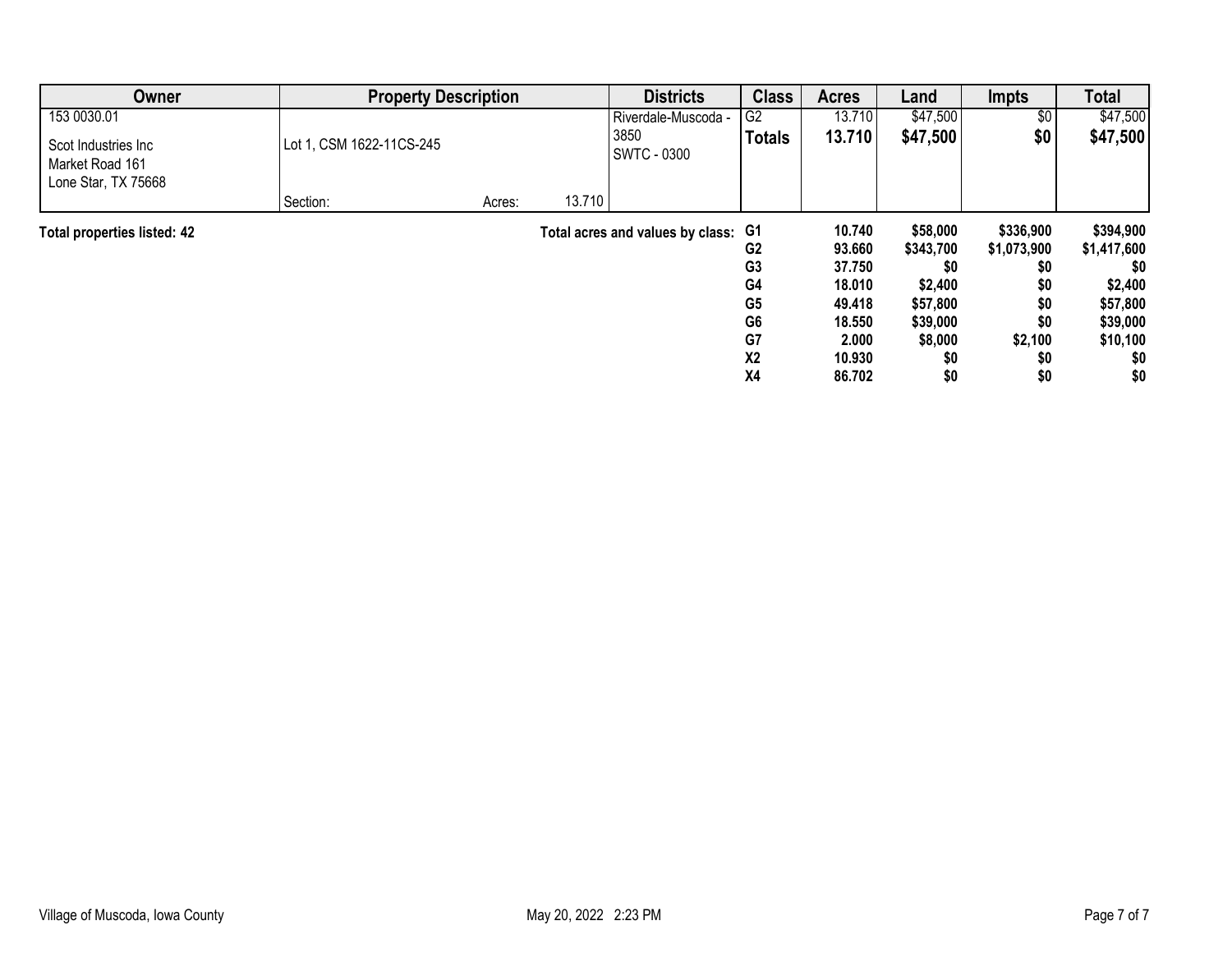| Owner | Property Description | | | Districts | Class | Acres | Land | Impts | Total |
|---|---|---|---|---|---|---|---|---|---|
| 153 0030.01<br>Scot Industries Inc<br>Market Road 161<br>Lone Star, TX 75668 | Lot 1, CSM 1622-11CS-245 | | | Riverdale-Muscoda - 3850<br>SWTC - 0300 | G2 | 13.710 | $47,500 | $0 | $47,500 |
| | | | | | **Totals** | **13.710** | **$47,500** | **$0** | **$47,500** |
| | Section: | Acres: | 13.710 | | | | | | |

**Total properties listed: 42**

| Total acres and values by class: | Class | Acres | Land | Impts | Total |
|---|---|---|---|---|---|
| | **G1** | **10.740** | **$58,000** | **$336,900** | **$394,900** |
| | **G2** | **93.660** | **$343,700** | **$1,073,900** | **$1,417,600** |
| | **G3** | **37.750** | **$0** | **$0** | **$0** |
| | **G4** | **18.010** | **$2,400** | **$0** | **$2,400** |
| | **G5** | **49.418** | **$57,800** | **$0** | **$57,800** |
| | **G6** | **18.550** | **$39,000** | **$0** | **$39,000** |
| | **G7** | **2.000** | **$8,000** | **$2,100** | **$10,100** |
| | **X2** | **10.930** | **$0** | **$0** | **$0** |
| | **X4** | **86.702** | **$0** | **$0** | **$0** |

Village of Muscoda, Iowa County May 20, 2022 2:23 PM